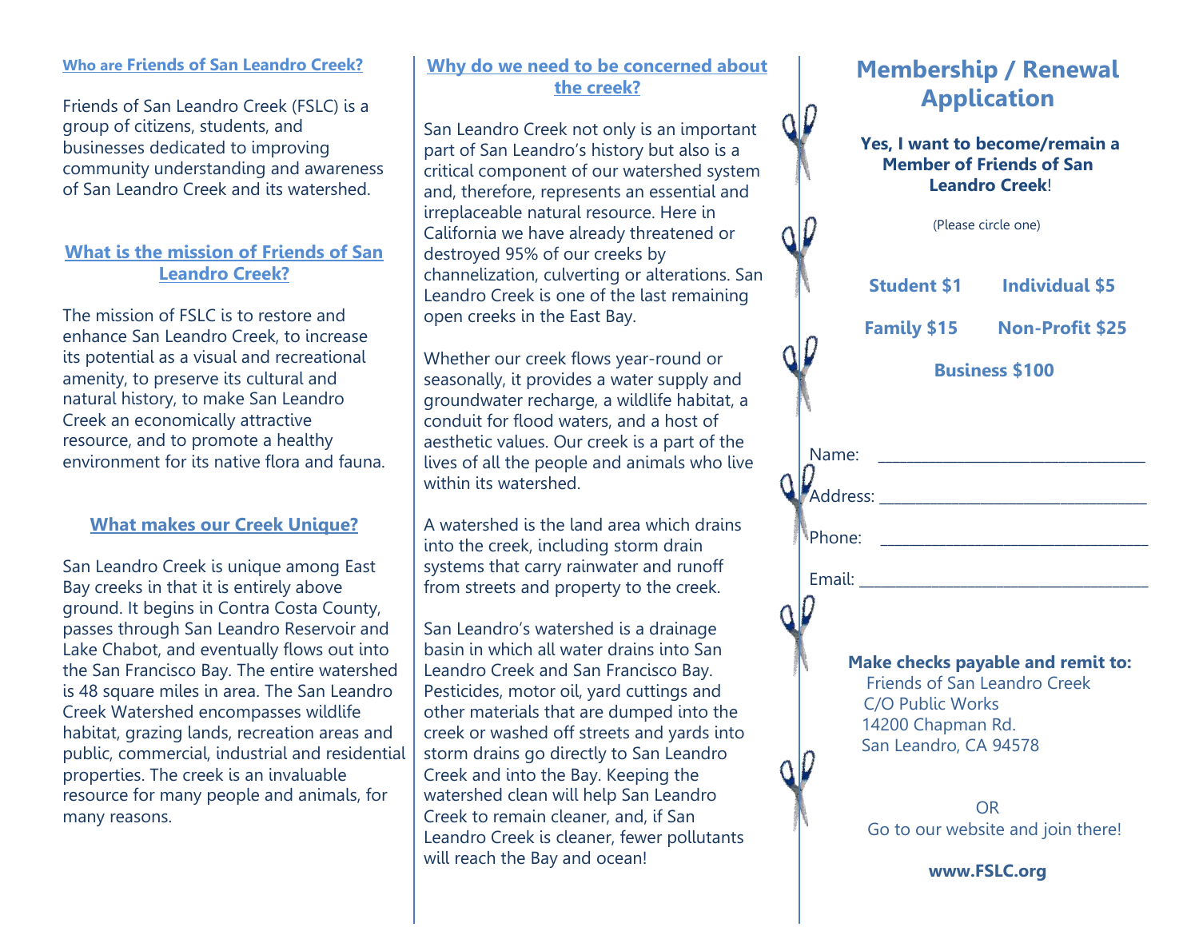## Who are Friends of San Leandro Creek?

Friends of San Leandro Creek (FSLC) is a group of citizens, students, and businesses dedicated to improving community understanding and awareness of San Leandro Creek and its watershed.

## What is the mission of Friends of San Leandro Creek?

The mission of FSLC is to restore and enhance San Leandro Creek, to increase its potential as a visual and recreational amenity, to preserve its cultural and natural history, to make San Leandro Creek an economically attractive resource, and to promote a healthy environment for its native flora and fauna.

## What makes our Creek Unique?

San Leandro Creek is unique among East Bay creeks in that it is entirely above ground. It begins in Contra Costa County, passes through San Leandro Reservoir and Lake Chabot, and eventually flows out into the San Francisco Bay. The entire watershed is 48 square miles in area. The San Leandro Creek Watershed encompasses wildlife habitat, grazing lands, recreation areas and public, commercial, industrial and residential properties. The creek is an invaluable resource for many people and animals, for many reasons.

## Why do we need to be concerned about the creek?

San Leandro Creek not only is an important part of San Leandro's history but also is a critical component of our watershed system and, therefore, represents an essential and irreplaceable natural resource. Here in California we have already threatened or destroyed 95% of our creeks by channelization, culverting or alterations. San Leandro Creek is one of the last remaining open creeks in the East Bay.

Whether our creek flows year-round or seasonally, it provides a water supply and groundwater recharge, a wildlife habitat, a conduit for flood waters, and a host of aesthetic values. Our creek is a part of the lives of all the people and animals who live within its watershed.

A watershed is the land area which drains into the creek, including storm drain systems that carry rainwater and runoff from streets and property to the creek.

San Leandro's watershed is a drainage basin in which all water drains into San Leandro Creek and San Francisco Bay. Pesticides, motor oil, yard cuttings and other materials that are dumped into the creek or washed off streets and yards into storm drains go directly to San Leandro Creek and into the Bay. Keeping the watershed clean will help San Leandro Creek to remain cleaner, and, if San Leandro Creek is cleaner, fewer pollutants will reach the Bay and ocean!

# Membership / Renewal Application

**Yes, I want to become/remain a Member of Friends of San Leandro Creek!**

(Please circle one)

**Student $1** **Individual $5**

**Family $15** **Non-Profit $25**

**Business $100**

Name: ________________________________

Address: ________________________________

Phone: ________________________________

Email: ________________________________

**Make checks payable and remit to:**
Friends of San Leandro Creek
C/O Public Works
14200 Chapman Rd.
San Leandro, CA 94578

OR
Go to our website and join there!

**www.FSLC.org**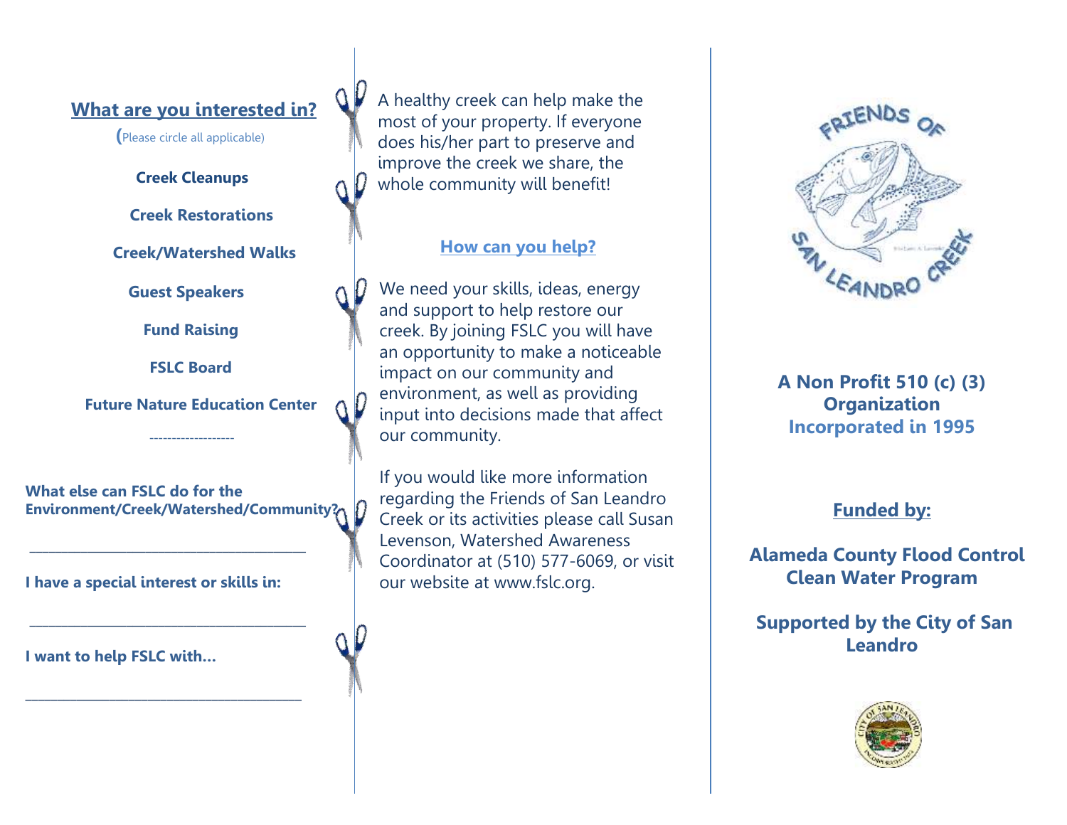## What are you interested in?

(Please circle all applicable)

**Creek Cleanups**

**Creek Restorations**

**Creek/Watershed Walks**

**Guest Speakers**

**Fund Raising**

**FSLC Board**

**Future Nature Education Center**

-------------------

**What else can FSLC do for the Environment/Creek/Watershed/Community?**

_______________________________________

**I have a special interest or skills in:**

_______________________________________

**I want to help FSLC with…**

_______________________________________

A healthy creek can help make the most of your property. If everyone does his/her part to preserve and improve the creek we share, the whole community will benefit!

## How can you help?

We need your skills, ideas, energy and support to help restore our creek. By joining FSLC you will have an opportunity to make a noticeable impact on our community and environment, as well as providing input into decisions made that affect our community.

If you would like more information regarding the Friends of San Leandro Creek or its activities please call Susan Levenson, Watershed Awareness Coordinator at (510) 577-6069, or visit our website at www.fslc.org.

FRIENDS OF SAN LEANDRO CREEK

**A Non Profit 510 (c) (3) Organization**

**Incorporated in 1995**

## Funded by:

**Alameda County Flood Control Clean Water Program**

**Supported by the City of San Leandro**